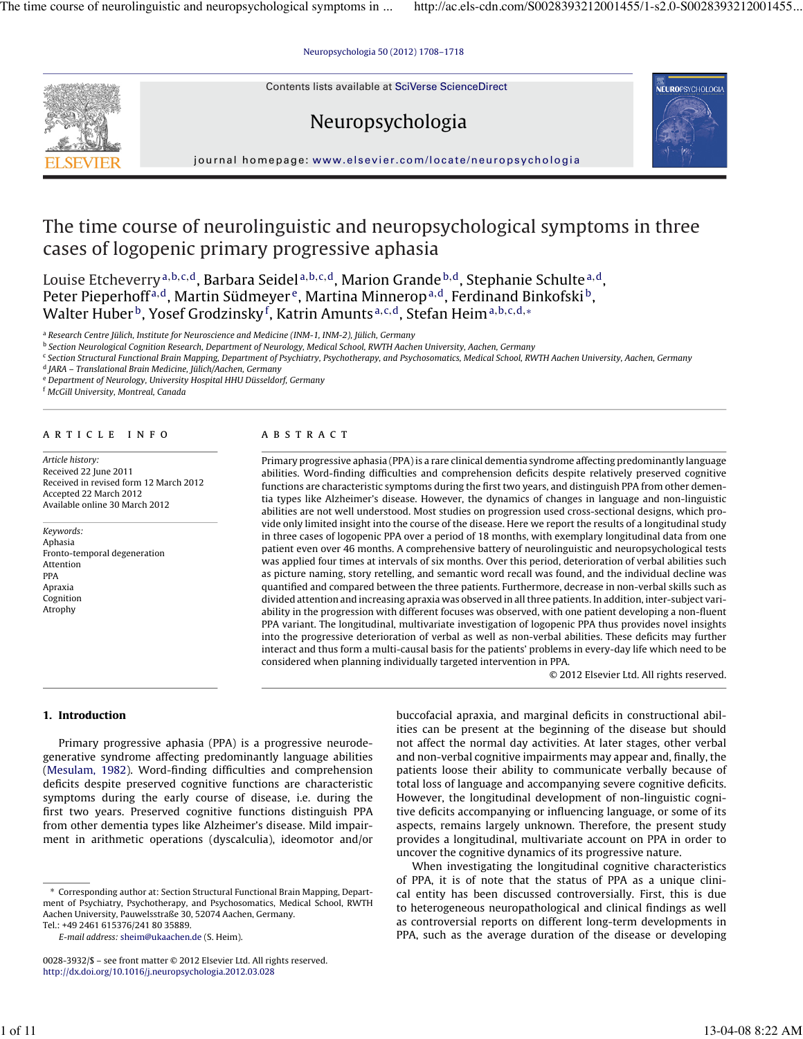Contents lists available at SciVerse ScienceDirect

# Neuropsychologia

journal homepage: www.elsevier.com/locate/neuropsychologia

# The time course of neurolinguistic and neuropsychological symptoms in three cases of logopenic primary progressive aphasia

Louise Etcheverry[a,b,c,d], Barbara Seidel[a,b,c,d], Marion Grande[b,d], Stephanie Schulte[a,d], Peter Pieperhoff[a,d], Martin Südmeyer[e], Martina Minnerop[a,d], Ferdinand Binkofski[b], Walter Huber[b], Yosef Grodzinsky[f], Katrin Amunts[a,c,d], Stefan Heim[a,b,c,d,*]

[a] Research Centre Jülich, Institute for Neuroscience and Medicine (INM-1, INM-2), Jülich, Germany
[b] Section Neurological Cognition Research, Department of Neurology, Medical School, RWTH Aachen University, Aachen, Germany
[c] Section Structural Functional Brain Mapping, Department of Psychiatry, Psychotherapy, and Psychosomatics, Medical School, RWTH Aachen University, Aachen, Germany
[d] JARA – Translational Brain Medicine, Jülich/Aachen, Germany
[e] Department of Neurology, University Hospital HHU Düsseldorf, Germany
[f] McGill University, Montreal, Canada

## ARTICLE INFO

*Article history:*
Received 22 June 2011
Received in revised form 12 March 2012
Accepted 22 March 2012
Available online 30 March 2012

*Keywords:*
Aphasia
Fronto-temporal degeneration
Attention
PPA
Apraxia
Cognition
Atrophy

## ABSTRACT

Primary progressive aphasia (PPA) is a rare clinical dementia syndrome affecting predominantly language abilities. Word-finding difficulties and comprehension deficits despite relatively preserved cognitive functions are characteristic symptoms during the first two years, and distinguish PPA from other dementia types like Alzheimer's disease. However, the dynamics of changes in language and non-linguistic abilities are not well understood. Most studies on progression used cross-sectional designs, which provide only limited insight into the course of the disease. Here we report the results of a longitudinal study in three cases of logopenic PPA over a period of 18 months, with exemplary longitudinal data from one patient even over 46 months. A comprehensive battery of neurolinguistic and neuropsychological tests was applied four times at intervals of six months. Over this period, deterioration of verbal abilities such as picture naming, story retelling, and semantic word recall was found, and the individual decline was quantified and compared between the three patients. Furthermore, decrease in non-verbal skills such as divided attention and increasing apraxia was observed in all three patients. In addition, inter-subject variability in the progression with different focuses was observed, with one patient developing a non-fluent PPA variant. The longitudinal, multivariate investigation of logopenic PPA thus provides novel insights into the progressive deterioration of verbal as well as non-verbal abilities. These deficits may further interact and thus form a multi-causal basis for the patients' problems in every-day life which need to be considered when planning individually targeted intervention in PPA.

© 2012 Elsevier Ltd. All rights reserved.

## 1. Introduction

Primary progressive aphasia (PPA) is a progressive neurodegenerative syndrome affecting predominantly language abilities (Mesulam, 1982). Word-finding difficulties and comprehension deficits despite preserved cognitive functions are characteristic symptoms during the early course of disease, i.e. during the first two years. Preserved cognitive functions distinguish PPA from other dementia types like Alzheimer's disease. Mild impairment in arithmetic operations (dyscalculia), ideomotor and/or buccofacial apraxia, and marginal deficits in constructional abilities can be present at the beginning of the disease but should not affect the normal day activities. At later stages, other verbal and non-verbal cognitive impairments may appear and, finally, the patients loose their ability to communicate verbally because of total loss of language and accompanying severe cognitive deficits. However, the longitudinal development of non-linguistic cognitive deficits accompanying or influencing language, or some of its aspects, remains largely unknown. Therefore, the present study provides a longitudinal, multivariate account on PPA in order to uncover the cognitive dynamics of its progressive nature.

When investigating the longitudinal cognitive characteristics of PPA, it is of note that the status of PPA as a unique clinical entity has been discussed controversially. First, this is due to heterogeneous neuropathological and clinical findings as well as controversial reports on different long-term developments in PPA, such as the average duration of the disease or developing

\* Corresponding author at: Section Structural Functional Brain Mapping, Department of Psychiatry, Psychotherapy, and Psychosomatics, Medical School, RWTH Aachen University, Pauwelsstraße 30, 52074 Aachen, Germany.
Tel.: +49 2461 615376/241 80 35889.
*E-mail address:* sheim@ukaachen.de (S. Heim).

0028-3932/$ – see front matter © 2012 Elsevier Ltd. All rights reserved.
http://dx.doi.org/10.1016/j.neuropsychologia.2012.03.028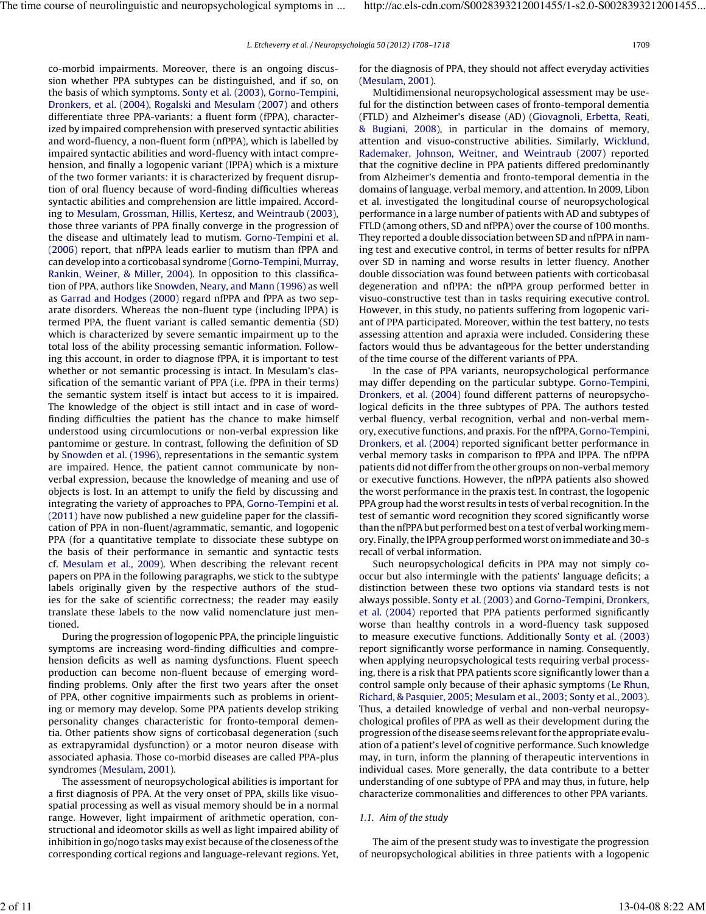co-morbid impairments. Moreover, there is an ongoing discussion whether PPA subtypes can be distinguished, and if so, on the basis of which symptoms. Sonty et al. (2003), Gorno-Tempini, Dronkers, et al. (2004), Rogalski and Mesulam (2007) and others differentiate three PPA-variants: a fluent form (fPPA), characterized by impaired comprehension with preserved syntactic abilities and word-fluency, a non-fluent form (nfPPA), which is labelled by impaired syntactic abilities and word-fluency with intact comprehension, and finally a logopenic variant (lPPA) which is a mixture of the two former variants: it is characterized by frequent disruption of oral fluency because of word-finding difficulties whereas syntactic abilities and comprehension are little impaired. According to Mesulam, Grossman, Hillis, Kertesz, and Weintraub (2003), those three variants of PPA finally converge in the progression of the disease and ultimately lead to mutism. Gorno-Tempini et al. (2006) report, that nfPPA leads earlier to mutism than fPPA and can develop into a corticobasal syndrome (Gorno-Tempini, Murray, Rankin, Weiner, & Miller, 2004). In opposition to this classification of PPA, authors like Snowden, Neary, and Mann (1996) as well as Garrad and Hodges (2000) regard nfPPA and fPPA as two separate disorders. Whereas the non-fluent type (including lPPA) is termed PPA, the fluent variant is called semantic dementia (SD) which is characterized by severe semantic impairment up to the total loss of the ability processing semantic information. Following this account, in order to diagnose fPPA, it is important to test whether or not semantic processing is intact. In Mesulam's classification of the semantic variant of PPA (i.e. fPPA in their terms) the semantic system itself is intact but access to it is impaired. The knowledge of the object is still intact and in case of word-finding difficulties the patient has the chance to make himself understood using circumlocutions or non-verbal expression like pantomime or gesture. In contrast, following the definition of SD by Snowden et al. (1996), representations in the semantic system are impaired. Hence, the patient cannot communicate by non-verbal expression, because the knowledge of meaning and use of objects is lost. In an attempt to unify the field by discussing and integrating the variety of approaches to PPA, Gorno-Tempini et al. (2011) have now published a new guideline paper for the classification of PPA in non-fluent/agrammatic, semantic, and logopenic PPA (for a quantitative template to dissociate these subtype on the basis of their performance in semantic and syntactic tests cf. Mesulam et al., 2009). When describing the relevant recent papers on PPA in the following paragraphs, we stick to the subtype labels originally given by the respective authors of the studies for the sake of scientific correctness; the reader may easily translate these labels to the now valid nomenclature just mentioned.

During the progression of logopenic PPA, the principle linguistic symptoms are increasing word-finding difficulties and comprehension deficits as well as naming dysfunctions. Fluent speech production can become non-fluent because of emerging word-finding problems. Only after the first two years after the onset of PPA, other cognitive impairments such as problems in orienting or memory may develop. Some PPA patients develop striking personality changes characteristic for fronto-temporal dementia. Other patients show signs of corticobasal degeneration (such as extrapyramidal dysfunction) or a motor neuron disease with associated aphasia. Those co-morbid diseases are called PPA-plus syndromes (Mesulam, 2001).

The assessment of neuropsychological abilities is important for a first diagnosis of PPA. At the very onset of PPA, skills like visuo-spatial processing as well as visual memory should be in a normal range. However, light impairment of arithmetic operation, constructional and ideomotor skills as well as light impaired ability of inhibition in go/nogo tasks may exist because of the closeness of the corresponding cortical regions and language-relevant regions. Yet, for the diagnosis of PPA, they should not affect everyday activities (Mesulam, 2001).

Multidimensional neuropsychological assessment may be useful for the distinction between cases of fronto-temporal dementia (FTLD) and Alzheimer's disease (AD) (Giovagnoli, Erbetta, Reati, & Bugiani, 2008), in particular in the domains of memory, attention and visuo-constructive abilities. Similarly, Wicklund, Rademaker, Johnson, Weitner, and Weintraub (2007) reported that the cognitive decline in PPA patients differed predominantly from Alzheimer's dementia and fronto-temporal dementia in the domains of language, verbal memory, and attention. In 2009, Libon et al. investigated the longitudinal course of neuropsychological performance in a large number of patients with AD and subtypes of FTLD (among others, SD and nfPPA) over the course of 100 months. They reported a double dissociation between SD and nfPPA in naming test and executive control, in terms of better results for nfPPA over SD in naming and worse results in letter fluency. Another double dissociation was found between patients with corticobasal degeneration and nfPPA: the nfPPA group performed better in visuo-constructive test than in tasks requiring executive control. However, in this study, no patients suffering from logopenic variant of PPA participated. Moreover, within the test battery, no tests assessing attention and apraxia were included. Considering these factors would thus be advantageous for the better understanding of the time course of the different variants of PPA.

In the case of PPA variants, neuropsychological performance may differ depending on the particular subtype. Gorno-Tempini, Dronkers, et al. (2004) found different patterns of neuropsychological deficits in the three subtypes of PPA. The authors tested verbal fluency, verbal recognition, verbal and non-verbal memory, executive functions, and praxis. For the nfPPA, Gorno-Tempini, Dronkers, et al. (2004) reported significant better performance in verbal memory tasks in comparison to fPPA and lPPA. The nfPPA patients did not differ from the other groups on non-verbal memory or executive functions. However, the nfPPA patients also showed the worst performance in the praxis test. In contrast, the logopenic PPA group had the worst results in tests of verbal recognition. In the test of semantic word recognition they scored significantly worse than the nfPPA but performed best on a test of verbal working memory. Finally, the lPPA group performed worst on immediate and 30-s recall of verbal information.

Such neuropsychological deficits in PPA may not simply co-occur but also intermingle with the patients' language deficits; a distinction between these two options via standard tests is not always possible. Sonty et al. (2003) and Gorno-Tempini, Dronkers, et al. (2004) reported that PPA patients performed significantly worse than healthy controls in a word-fluency task supposed to measure executive functions. Additionally Sonty et al. (2003) report significantly worse performance in naming. Consequently, when applying neuropsychological tests requiring verbal processing, there is a risk that PPA patients score significantly lower than a control sample only because of their aphasic symptoms (Le Rhun, Richard, & Pasquier, 2005; Mesulam et al., 2003; Sonty et al., 2003). Thus, a detailed knowledge of verbal and non-verbal neuropsychological profiles of PPA as well as their development during the progression of the disease seems relevant for the appropriate evaluation of a patient's level of cognitive performance. Such knowledge may, in turn, inform the planning of therapeutic interventions in individual cases. More generally, the data contribute to a better understanding of one subtype of PPA and may thus, in future, help characterize commonalities and differences to other PPA variants.

### 1.1. Aim of the study

The aim of the present study was to investigate the progression of neuropsychological abilities in three patients with a logopenic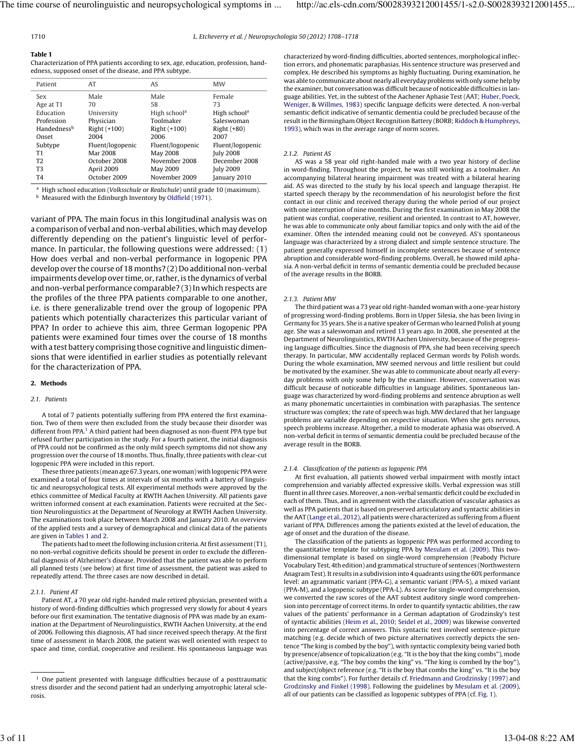**Table 1**
Characterization of PPA patients according to sex, age, education, profession, handedness, supposed onset of the disease, and PPA subtype.

| Patient | AT | AS | MW |
|---|---|---|---|
| Sex | Male | Male | Female |
| Age at T1 | 70 | 58 | 73 |
| Education | University | High school[a] | High school[a] |
| Profession | Physician | Toolmaker | Saleswoman |
| Handedness[b] | Right (+100) | Right (+100) | Right (+80) |
| Onset | 2004 | 2006 | 2007 |
| Subtype | Fluent/logopenic | Fluent/logopenic | Fluent/logopenic |
| T1 | Mar 2008 | May 2008 | July 2008 |
| T2 | October 2008 | November 2008 | December 2008 |
| T3 | April 2009 | May 2009 | July 2009 |
| T4 | October 2009 | November 2009 | January 2010 |

[a] High school education (*Volksschule* or *Realschule*) until grade 10 (maximum).
[b] Measured with the Edinburgh Inventory by Oldfield (1971).

variant of PPA. The main focus in this longitudinal analysis was on a comparison of verbal and non-verbal abilities, which may develop differently depending on the patient's linguistic level of performance. In particular, the following questions were addressed: (1) How does verbal and non-verbal performance in logopenic PPA develop over the course of 18 months? (2) Do additional non-verbal impairments develop over time, or, rather, is the dynamics of verbal and non-verbal performance comparable? (3) In which respects are the profiles of the three PPA patients comparable to one another, i.e. is there generalizable trend over the group of logopenic PPA patients which potentially characterizes this particular variant of PPA? In order to achieve this aim, three German logopenic PPA patients were examined four times over the course of 18 months with a test battery comprising those cognitive and linguistic dimensions that were identified in earlier studies as potentially relevant for the characterization of PPA.

## 2. Methods

### 2.1. Patients

A total of 7 patients potentially suffering from PPA entered the first examination. Two of them were then excluded from the study because their disorder was different from PPA.[1] A third patient had been diagnosed as non-fluent PPA type but refused further participation in the study. For a fourth patient, the initial diagnosis of PPA could not be confirmed as the only mild speech symptoms did not show any progression over the course of 18 months. Thus, finally, three patients with clear-cut logopenic PPA were included in this report.

These three patients (mean age 67.3 years, one woman) with logopenic PPA were examined a total of four times at intervals of six months with a battery of linguistic and neuropsychological tests. All experimental methods were approved by the ethics committee of Medical Faculty at RWTH Aachen University. All patients gave written informed consent at each examination. Patients were recruited at the Section Neurolinguistics at the Department of Neurology at RWTH Aachen University. The examinations took place between March 2008 and January 2010. An overview of the applied tests and a survey of demographical and clinical data of the patients are given in Tables 1 and 2.

The patients had to meet the following inclusion criteria. At first assessment (T1), no non-verbal cognitive deficits should be present in order to exclude the differential diagnosis of Alzheimer's disease. Provided that the patient was able to perform all planned tests (see below) at first time of assessment, the patient was asked to repeatedly attend. The three cases are now described in detail.

#### 2.1.1. Patient AT

Patient AT, a 70 year old right-handed male retired physician, presented with a history of word-finding difficulties which progressed very slowly for about 4 years before our first examination. The tentative diagnosis of PPA was made by an examination at the Department of Neurolinguistics, RWTH Aachen University, at the end of 2006. Following this diagnosis, AT had since received speech therapy. At the first time of assessment in March 2008, the patient was well oriented with respect to space and time, cordial, cooperative and resilient. His spontaneous language was characterized by word-finding difficulties, aborted sentences, morphological inflection errors, and phonemic paraphasias. His sentence structure was preserved and complex. He described his symptoms as highly fluctuating. During examination, he was able to communicate about nearly all everyday problems with only some help by the examiner, but conversation was difficult because of noticeable difficulties in language abilities. Yet, in the subtest of the Aachener Aphasie Test (AAT; Huber, Poeck, Weniger, & Willmes, 1983) specific language deficits were detected. A non-verbal semantic deficit indicative of semantic dementia could be precluded because of the result in the Birmingham Object Recognition Battery (BORB; Riddoch & Humphreys, 1993), which was in the average range of norm scores.

#### 2.1.2. Patient AS

AS was a 58 year old right-handed male with a two year history of decline in word-finding. Throughout the project, he was still working as a toolmaker. An accompanying bilateral hearing impairment was treated with a bilateral hearing aid. AS was directed to the study by his local speech and language therapist. He started speech therapy by the recommendation of his neurologist before the first contact in our clinic and received therapy during the whole period of our project with one interruption of nine months. During the first examination in May 2008 the patient was cordial, cooperative, resilient and oriented. In contrast to AT, however, he was able to communicate only about familiar topics and only with the aid of the examiner. Often the intended meaning could not be conveyed. AS's spontaneous language was characterized by a strong dialect and simple sentence structure. The patient generally expressed himself in incomplete sentences because of sentence abruption and considerable word-finding problems. Overall, he showed mild aphasia. A non-verbal deficit in terms of semantic dementia could be precluded because of the average results in the BORB.

#### 2.1.3. Patient MW

The third patient was a 73 year old right-handed woman with a one-year history of progressing word-finding problems. Born in Upper Silesia, she has been living in Germany for 35 years. She is a native speaker of German who learned Polish at young age. She was a saleswoman and retired 13 years ago. In 2008, she presented at the Department of Neurolinguistics, RWTH Aachen University, because of the progressing language difficulties. Since the diagnosis of PPA, she had been receiving speech therapy. In particular, MW accidentally replaced German words by Polish words. During the whole examination, MW seemed nervous and little resilient but could be motivated by the examiner. She was able to communicate about nearly all everyday problems with only some help by the examiner. However, conversation was difficult because of noticeable difficulties in language abilities. Spontaneous language was characterized by word-finding problems and sentence abruption as well as many phonemic uncertainties in combination with paraphasias. The sentence structure was complex; the rate of speech was high. MW declared that her language problems are variable depending on respective situation. When she gets nervous, speech problems increase. Altogether, a mild to moderate aphasia was observed. A non-verbal deficit in terms of semantic dementia could be precluded because of the average result in the BORB.

#### 2.1.4. Classification of the patients as logopenic PPA

At first evaluation, all patients showed verbal impairment with mostly intact comprehension and variably affected expressive skills. Verbal expression was still fluent in all three cases. Moreover, a non-verbal semantic deficit could be excluded in each of them. Thus, and in agreement with the classification of vascular aphasias as well as PPA patients that is based on preserved articulatory and syntactic abilities in the AAT (Lange et al., 2012), all patients were characterized as suffering from a fluent variant of PPA. Differences among the patients existed at the level of education, the age of onset and the duration of the disease.

The classification of the patients as logopenic PPA was performed according to the quantitative template for subtyping PPA by Mesulam et al. (2009). This two-dimensional template is based on single-word comprehension (Peabody Picture Vocabulary Test, 4th edition) and grammatical structure of sentences (Northwestern Anagram Test). It results in a subdivision into 4 quadrants using the 60% performance level: an agrammatic variant (PPA-G), a semantic variant (PPA-S), a mixed variant (PPA-M), and a logopenic subtype (PPA-L). As score for single-word comprehension, we converted the raw scores of the AAT subtest auditory single word comprehension into percentage of correct items. In order to quantify syntactic abilities, the raw values of the patients' performance in a German adaptation of Grodzinsky's test of syntactic abilities (Heim et al., 2010; Seidel et al., 2009) was likewise converted into percentage of correct answers. This syntactic test involved sentence–picture matching (e.g. decide which of two picture alternatives correctly depicts the sentence "The king is combed by the boy"), with syntactic complexity being varied both by presence/absence of topicalization (e.g. "It is the boy that the king combs"), mode (active/passive, e.g. "The boy combs the king" vs. "The king is combed by the boy"), and subject/object reference (e.g. "It is the boy that combs the king" vs. "It is the boy that the king combs"). For further details cf. Friedmann and Grodzinsky (1997) and Grodzinsky and Finkel (1998). Following the guidelines by Mesulam et al. (2009), all of our patients can be classified as logopenic subtypes of PPA (cf. Fig. 1).

[1] One patient presented with language difficulties because of a posttraumatic stress disorder and the second patient had an underlying amyotrophic lateral sclerosis.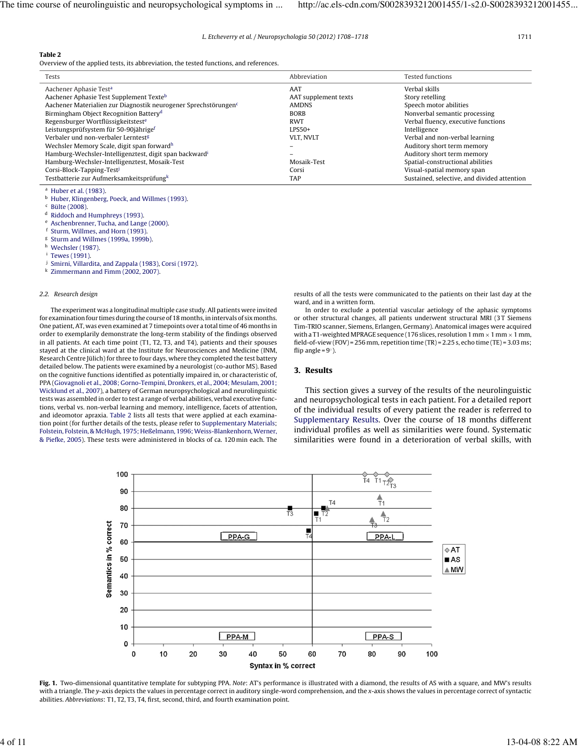**Table 2**
Overview of the applied tests, its abbreviation, the tested functions, and references.

| Tests | Abbreviation | Tested functions |
|---|---|---|
| Aachener Aphasie Test[a] | AAT | Verbal skills |
| Aachener Aphasie Test Supplement Texte[b] | AAT supplement texts | Story retelling |
| Aachener Materialien zur Diagnostik neurogener Sprechstörungen[c] | AMDNS | Speech motor abilities |
| Birmingham Object Recognition Battery[d] | BORB | Nonverbal semantic processing |
| Regensburger Wortflüssigkeitstest[e] | RWT | Verbal fluency, executive functions |
| Leistungsprüfsystem für 50-90jährige[f] | LPS50+ | Intelligence |
| Verbaler und non-verbaler Lerntest[g] | VLT, NVLT | Verbal and non-verbal learning |
| Wechsler Memory Scale, digit span forward[h] | – | Auditory short term memory |
| Hamburg-Wechsler-Intelligenztest, digit span backward[i] | – | Auditory short term memory |
| Hamburg-Wechsler-Intelligenztest, Mosaik-Test | Mosaik-Test | Spatial-constructional abilities |
| Corsi-Block-Tapping-Test[j] | Corsi | Visual-spatial memory span |
| Testbatterie zur Aufmerksamkeitsprüfung[k] | TAP | Sustained, selective, and divided attention |

[a] Huber et al. (1983).
[b] Huber, Klingenberg, Poeck, and Willmes (1993).
[c] Bülte (2008).
[d] Riddoch and Humphreys (1993).
[e] Aschenbrenner, Tucha, and Lange (2000).
[f] Sturm, Willmes, and Horn (1993).
[g] Sturm and Willmes (1999a, 1999b).
[h] Wechsler (1987).
[i] Tewes (1991).
[j] Smirni, Villardita, and Zappala (1983), Corsi (1972).
[k] Zimmermann and Fimm (2002, 2007).

### 2.2. Research design

The experiment was a longitudinal multiple case study. All patients were invited for examination four times during the course of 18 months, in intervals of six months. One patient, AT, was even examined at 7 timepoints over a total time of 46 months in order to exemplarily demonstrate the long-term stability of the findings observed in all patients. At each time point (T1, T2, T3, and T4), patients and their spouses stayed at the clinical ward at the Institute for Neurosciences and Medicine (INM, Research Centre Jülich) for three to four days, where they completed the test battery detailed below. The patients were examined by a neurologist (co-author MS). Based on the cognitive functions identified as potentially impaired in, or characteristic of, PPA (Giovagnoli et al., 2008; Gorno-Tempini, Dronkers, et al., 2004; Mesulam, 2001; Wicklund et al., 2007), a battery of German neuropsychological and neurolinguistic tests was assembled in order to test a range of verbal abilities, verbal executive functions, verbal vs. non-verbal learning and memory, intelligence, facets of attention, and ideomotor apraxia. Table 2 lists all tests that were applied at each examination point (for further details of the tests, please refer to Supplementary Materials; Folstein, Folstein, & McHugh, 1975; Heßelmann, 1996; Weiss-Blankenhorn, Werner, & Piefke, 2005). These tests were administered in blocks of ca. 120 min each. The results of all the tests were communicated to the patients on their last day at the ward, and in a written form.

In order to exclude a potential vascular aetiology of the aphasic symptoms or other structural changes, all patients underwent structural MRI (3 T Siemens Tim-TRIO scanner, Siemens, Erlangen, Germany). Anatomical images were acquired with a T1-weighted MPRAGE sequence (176 slices, resolution 1 mm × 1 mm × 1 mm, field-of-view (FOV) = 256 mm, repetition time (TR) = 2.25 s, echo time (TE) = 3.03 ms; flip angle = 9°).

## 3. Results

This section gives a survey of the results of the neurolinguistic and neuropsychological tests in each patient. For a detailed report of the individual results of every patient the reader is referred to Supplementary Results. Over the course of 18 months different individual profiles as well as similarities were found. Systematic similarities were found in a deterioration of verbal skills, with

**Fig. 1.** Two-dimensional quantitative template for subtyping PPA. *Note*: AT's performance is illustrated with a diamond, the results of AS with a square, and MW's results with a triangle. The *y*-axis depicts the values in percentage correct in auditory single-word comprehension, and the *x*-axis shows the values in percentage correct of syntactic abilities. *Abbreviations*: T1, T2, T3, T4, first, second, third, and fourth examination point.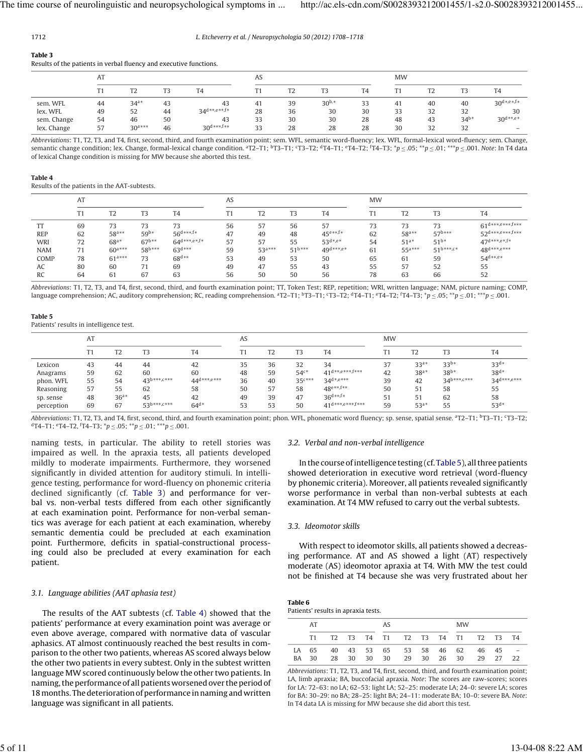**Table 3**
Results of the patients in verbal fluency and executive functions.

| | AT | | | | AS | | | | MW | | | |
|---|---|---|---|---|---|---|---|---|---|---|---|---|
| | T1 | T2 | T3 | T4 | T1 | T2 | T3 | T4 | T1 | T2 | T3 | T4 |
| sem. WFL | 44 | 34$^{a*}$ | 43 | 43 | 41 | 39 | 30$^{b,*}$ | 33 | 41 | 40 | 40 | 30$^{d*,e*,f*}$ |
| lex. WFL | 49 | 52 | 44 | 34$^{d**,e**,f*}$ | 28 | 36 | 30 | 30 | 33 | 32 | 32 | 30 |
| sem. Change | 54 | 46 | 50 | 43 | 33 | 30 | 30 | 28 | 48 | 43 | 34$^{b*}$ | 30$^{d**,e*}$ |
| lex. Change | 57 | 30$^{a***}$ | 46 | 30$^{d***,f**}$ | 33 | 28 | 28 | 28 | 30 | 32 | 32 | – |

*Abbreviations*: T1, T2, T3, and T4, first, second, third, and fourth examination point; sem. WFL, semantic word-fluency; lex. WFL, formal-lexical word-fluency; sem. Change, semantic change condition; lex. Change, formal-lexical change condition. [a]T2–T1; [b]T3–T1; [c]T3–T2; [d]T4–T1; [e]T4–T2; [f]T4–T3; $^{*}p \leq .05$; $^{**}p \leq .01$; $^{***}p \leq .001$. *Note*: In T4 data of lexical Change condition is missing for MW because she aborted this test.

**Table 4**
Results of the patients in the AAT-subtests.

| | AT | | | | AS | | | | MW | | | |
|---|---|---|---|---|---|---|---|---|---|---|---|---|
| | T1 | T2 | T3 | T4 | T1 | T2 | T3 | T4 | T1 | T2 | T3 | T4 |
| TT | 69 | 73 | 73 | 73 | 56 | 57 | 56 | 57 | 73 | 73 | 73 | 61$^{d***,e***,f***}$ |
| REP | 62 | 58$^{a**}$ | 59$^{b*}$ | 56$^{d***,f*}$ | 47 | 49 | 48 | 45$^{e**,f*}$ | 62 | 58$^{a**}$ | 57$^{b***}$ | 52$^{d***,e***,f***}$ |
| WRI | 72 | 68$^{a*}$ | 67$^{b**}$ | 64$^{d***,e*,f*}$ | 57 | 57 | 55 | 53$^{d*,e*}$ | 54 | 51$^{a*}$ | 51$^{b*}$ | 47$^{d***,e*,f*}$ |
| NAM | 71 | 60$^{a***}$ | 58$^{b***}$ | 63$^{d***}$ | 59 | 53$^{a***}$ | 51$^{b***}$ | 49$^{d***,e*}$ | 61 | 55$^{a***}$ | 51$^{b***,c*}$ | 48$^{d***,e***}$ |
| COMP | 78 | 61$^{a***}$ | 73 | 68$^{d**}$ | 53 | 49 | 53 | 50 | 65 | 61 | 59 | 54$^{d**,e*}$ |
| AC | 80 | 60 | 71 | 69 | 49 | 47 | 55 | 43 | 55 | 57 | 52 | 55 |
| RC | 64 | 61 | 67 | 63 | 56 | 50 | 50 | 56 | 78 | 63 | 66 | 52 |

*Abbreviations*: T1, T2, T3, and T4, first, second, third, and fourth examination point; TT, Token Test; REP, repetition; WRI, written language; NAM, picture naming; COMP, language comprehension; AC, auditory comprehension; RC, reading comprehension. [a]T2–T1; [b]T3–T1; [c]T3–T2; [d]T4–T1; [e]T4–T2; [f]T4–T3; $^{*}p \leq .05$; $^{**}p \leq .01$; $^{***}p \leq .001$.

**Table 5**
Patients' results in intelligence test.

| | AT | | | | AS | | | | MW | | | |
|---|---|---|---|---|---|---|---|---|---|---|---|---|
| | T1 | T2 | T3 | T4 | T1 | T2 | T3 | T4 | T1 | T2 | T3 | T4 |
| Lexicon | 43 | 44 | 44 | 42 | 35 | 36 | 32 | 34 | 37 | 33$^{a*}$ | 33$^{b*}$ | 33$^{d*}$ |
| Anagrams | 59 | 62 | 60 | 60 | 48 | 59 | 54$^{c*}$ | 41$^{d**,e***,f***}$ | 42 | 38$^{a*}$ | 38$^{b*}$ | 38$^{d*}$ |
| phon. WFL | 55 | 54 | 43$^{b***,c***}$ | 44$^{d***,e***}$ | 36 | 40 | 35$^{c***}$ | 34$^{d*,e***}$ | 39 | 42 | 34$^{b***,c***}$ | 34$^{d***,e***}$ |
| Reasoning | 57 | 55 | 62 | 58 | 50 | 57 | 58 | 48$^{e**,f**}$ | 50 | 51 | 58 | 55 |
| sp. sense | 48 | 36$^{a*}$ | 45 | 42 | 49 | 39 | 47 | 36$^{d**,f*}$ | 51 | 51 | 62 | 58 |
| perception | 69 | 67 | 53$^{b***,c***}$ | 64$^{d*}$ | 53 | 53 | 50 | 41$^{d***,e***,f***}$ | 59 | 53$^{a*}$ | 55 | 53$^{d*}$ |

*Abbreviations*: T1, T2, T3, and T4, first, second, third, and fourth examination point; phon. WFL, phonematic word fluency; sp. sense, spatial sense. [a]T2–T1; [b]T3–T1; [c]T3–T2; [d]T4–T1; [e]T4–T2, [f]T4–T3; $^{*}p \leq .05$; $^{**}p \leq .01$; $^{***}p \leq .001$.

naming tests, in particular. The ability to retell stories was impaired as well. In the apraxia tests, all patients developed mildly to moderate impairments. Furthermore, they worsened significantly in divided attention for auditory stimuli. In intelligence testing, performance for word-fluency on phonemic criteria declined significantly (cf. Table 3) and performance for verbal vs. non-verbal tests differed from each other significantly at each examination point. Performance for non-verbal semantics was average for each patient at each examination, whereby semantic dementia could be precluded at each examination point. Furthermore, deficits in spatial-constructional processing could also be precluded at every examination for each patient.

### 3.1. Language abilities (AAT aphasia test)

The results of the AAT subtests (cf. Table 4) showed that the patients' performance at every examination point was average or even above average, compared with normative data of vascular aphasics. AT almost continuously reached the best results in comparison to the other two patients, whereas AS scored always below the other two patients in every subtest. Only in the subtest written language MW scored continuously below the other two patients. In naming, the performance of all patients worsened over the period of 18 months. The deterioration of performance in naming and written language was significant in all patients.

### 3.2. Verbal and non-verbal intelligence

In the course of intelligence testing (cf. Table 5), all three patients showed deterioration in executive word retrieval (word-fluency by phonemic criteria). Moreover, all patients revealed significantly worse performance in verbal than non-verbal subtests at each examination. At T4 MW refused to carry out the verbal subtests.

### 3.3. Ideomotor skills

With respect to ideomotor skills, all patients showed a decreasing performance. AT and AS showed a light (AT) respectively moderate (AS) ideomotor apraxia at T4. With MW the test could not be finished at T4 because she was very frustrated about her

**Table 6**
Patients' results in apraxia tests.

| | AT | | | | AS | | | | MW | | | |
|---|---|---|---|---|---|---|---|---|---|---|---|---|
| | T1 | T2 | T3 | T4 | T1 | T2 | T3 | T4 | T1 | T2 | T3 | T4 |
| LA | 65 | 40 | 43 | 53 | 65 | 53 | 58 | 46 | 62 | 46 | 45 | – |
| BA | 30 | 28 | 30 | 30 | 30 | 29 | 30 | 26 | 30 | 29 | 27 | 22 |

*Abbreviations*: T1, T2, T3, and T4, first, second, third, and fourth examination point; LA, limb apraxia; BA, buccofacial apraxia. *Note*: The scores are raw-scores; scores for LA: 72–63: no LA; 62–53: light LA; 52–25: moderate LA; 24–0: severe LA; scores for BA: 30–29: no BA; 28–25: light BA; 24–11: moderate BA; 10–0: severe BA. *Note*: In T4 data LA is missing for MW because she did abort this test.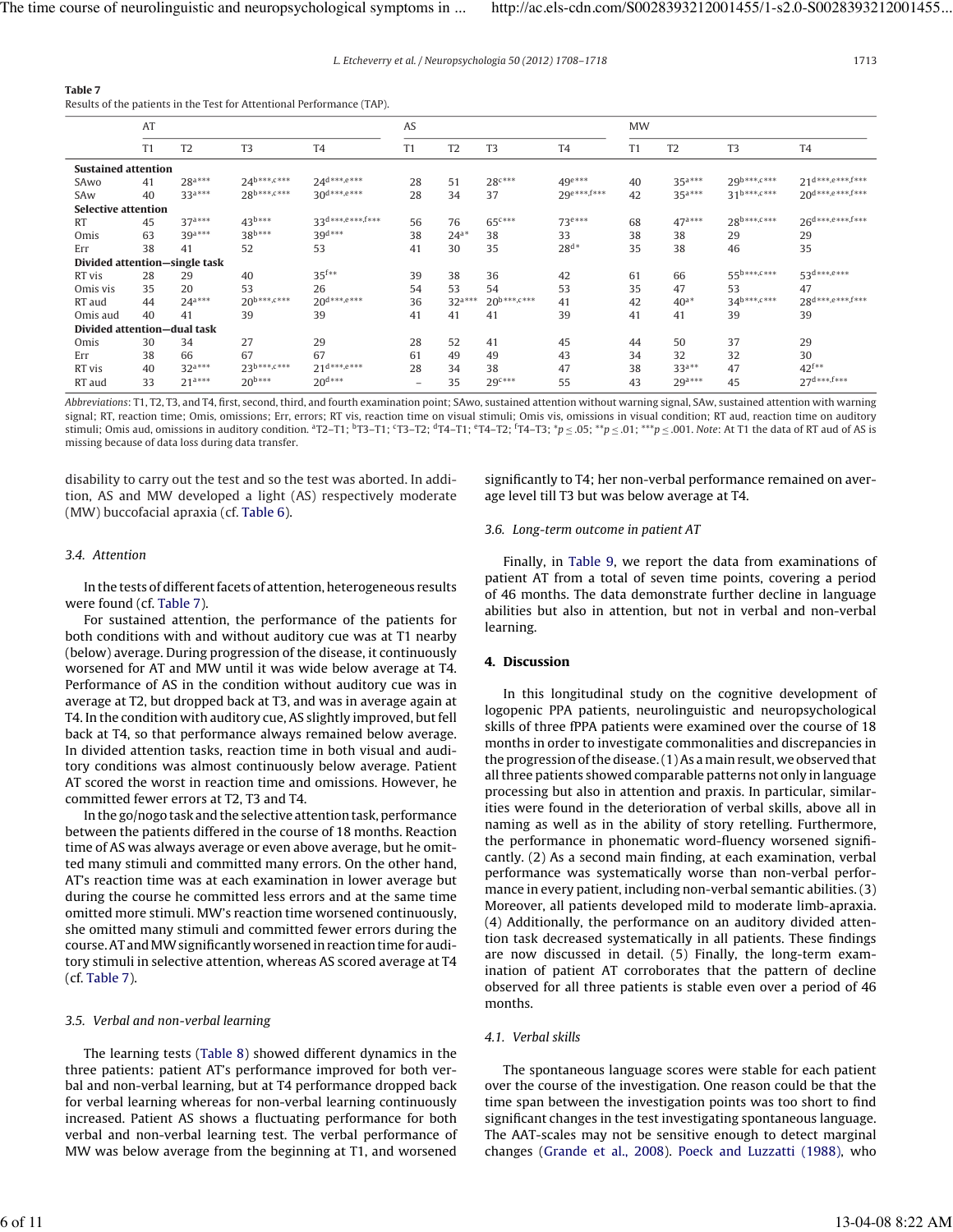**Table 7**
Results of the patients in the Test for Attentional Performance (TAP).

| | AT | | | | AS | | | | MW | | | |
|---|---|---|---|---|---|---|---|---|---|---|---|---|
| | T1 | T2 | T3 | T4 | T1 | T2 | T3 | T4 | T1 | T2 | T3 | T4 |
| **Sustained attention** | | | | | | | | | | | | |
| SAwo | 41 | 28[a***] | 24[b***,c***] | 24[d***,e***] | 28 | 51 | 28[c***] | 49[e***] | 40 | 35[a***] | 29[b***,c***] | 21[d***,e***,f***] |
| SAw | 40 | 33[a***] | 28[b***,c***] | 30[d***,e***] | 28 | 34 | 37 | 29[e***,f***] | 42 | 35[a***] | 31[b***,c***] | 20[d***,e***,f***] |
| **Selective attention** | | | | | | | | | | | | |
| RT | 45 | 37[a***] | 43[b***] | 33[d***,e***,f***] | 56 | 76 | 65[c***] | 73[e***] | 68 | 47[a***] | 28[b***,c***] | 26[d***,e***,f***] |
| Omis | 63 | 39[a***] | 38[b***] | 39[d***] | 38 | 24[a*] | 38 | 33 | 38 | 38 | 29 | 29 |
| Err | 38 | 41 | 52 | 53 | 41 | 30 | 35 | 28[d*] | 35 | 38 | 46 | 35 |
| **Divided attention—single task** | | | | | | | | | | | | |
| RT vis | 28 | 29 | 40 | 35[f**] | 39 | 38 | 36 | 42 | 61 | 66 | 55[b***,c***] | 53[d***,e***] |
| Omis vis | 35 | 20 | 53 | 26 | 54 | 53 | 54 | 53 | 35 | 47 | 53 | 47 |
| RT aud | 44 | 24[a***] | 20[b***,c***] | 20[d***,e***] | 36 | 32[a***] | 20[b***,c***] | 41 | 42 | 40[a*] | 34[b***,c***] | 28[d***,e***,f***] |
| Omis aud | 40 | 41 | 39 | 39 | 41 | 41 | 41 | 39 | 41 | 41 | 39 | 39 |
| **Divided attention—dual task** | | | | | | | | | | | | |
| Omis | 30 | 34 | 27 | 29 | 28 | 52 | 41 | 45 | 44 | 50 | 37 | 29 |
| Err | 38 | 66 | 67 | 67 | 61 | 49 | 49 | 43 | 34 | 32 | 32 | 30 |
| RT vis | 40 | 32[a***] | 23[b***,c***] | 21[d***,e***] | 28 | 34 | 38 | 47 | 38 | 33[a**] | 47 | 42[f**] |
| RT aud | 33 | 21[a***] | 20[b***] | 20[d***] | – | 35 | 29[c***] | 55 | 43 | 29[a***] | 45 | 27[d***,f***] |

*Abbreviations*: T1, T2, T3, and T4, first, second, third, and fourth examination point; SAwo, sustained attention without warning signal, SAw, sustained attention with warning signal; RT, reaction time; Omis, omissions; Err, errors; RT vis, reaction time on visual stimuli; Omis vis, omissions in visual condition; RT aud, reaction time on auditory stimuli; Omis aud, omissions in auditory condition. [a]T2–T1; [b]T3–T1; [c]T3–T2; [d]T4–T1; [e]T4–T2; [f]T4–T3; *$p \leq .05$; **$p \leq .01$; ***$p \leq .001$. *Note*: At T1 the data of RT aud of AS is missing because of data loss during data transfer.

disability to carry out the test and so the test was aborted. In addition, AS and MW developed a light (AS) respectively moderate (MW) buccofacial apraxia (cf. Table 6).

### 3.4. Attention

In the tests of different facets of attention, heterogeneous results were found (cf. Table 7).

For sustained attention, the performance of the patients for both conditions with and without auditory cue was at T1 nearby (below) average. During progression of the disease, it continuously worsened for AT and MW until it was wide below average at T4. Performance of AS in the condition without auditory cue was in average at T2, but dropped back at T3, and was in average again at T4. In the condition with auditory cue, AS slightly improved, but fell back at T4, so that performance always remained below average. In divided attention tasks, reaction time in both visual and auditory conditions was almost continuously below average. Patient AT scored the worst in reaction time and omissions. However, he committed fewer errors at T2, T3 and T4.

In the go/nogo task and the selective attention task, performance between the patients differed in the course of 18 months. Reaction time of AS was always average or even above average, but he omitted many stimuli and committed many errors. On the other hand, AT's reaction time was at each examination in lower average but during the course he committed less errors and at the same time omitted more stimuli. MW's reaction time worsened continuously, she omitted many stimuli and committed fewer errors during the course. AT and MW significantly worsened in reaction time for auditory stimuli in selective attention, whereas AS scored average at T4 (cf. Table 7).

### 3.5. Verbal and non-verbal learning

The learning tests (Table 8) showed different dynamics in the three patients: patient AT's performance improved for both verbal and non-verbal learning, but at T4 performance dropped back for verbal learning whereas for non-verbal learning continuously increased. Patient AS shows a fluctuating performance for both verbal and non-verbal learning test. The verbal performance of MW was below average from the beginning at T1, and worsened significantly to T4; her non-verbal performance remained on average level till T3 but was below average at T4.

### 3.6. Long-term outcome in patient AT

Finally, in Table 9, we report the data from examinations of patient AT from a total of seven time points, covering a period of 46 months. The data demonstrate further decline in language abilities but also in attention, but not in verbal and non-verbal learning.

## 4. Discussion

In this longitudinal study on the cognitive development of logopenic PPA patients, neurolinguistic and neuropsychological skills of three fPPA patients were examined over the course of 18 months in order to investigate commonalities and discrepancies in the progression of the disease. (1) As a main result, we observed that all three patients showed comparable patterns not only in language processing but also in attention and praxis. In particular, similarities were found in the deterioration of verbal skills, above all in naming as well as in the ability of story retelling. Furthermore, the performance in phonematic word-fluency worsened significantly. (2) As a second main finding, at each examination, verbal performance was systematically worse than non-verbal performance in every patient, including non-verbal semantic abilities. (3) Moreover, all patients developed mild to moderate limb-apraxia. (4) Additionally, the performance on an auditory divided attention task decreased systematically in all patients. These findings are now discussed in detail. (5) Finally, the long-term examination of patient AT corroborates that the pattern of decline observed for all three patients is stable even over a period of 46 months.

### 4.1. Verbal skills

The spontaneous language scores were stable for each patient over the course of the investigation. One reason could be that the time span between the investigation points was too short to find significant changes in the test investigating spontaneous language. The AAT-scales may not be sensitive enough to detect marginal changes (Grande et al., 2008). Poeck and Luzzatti (1988), who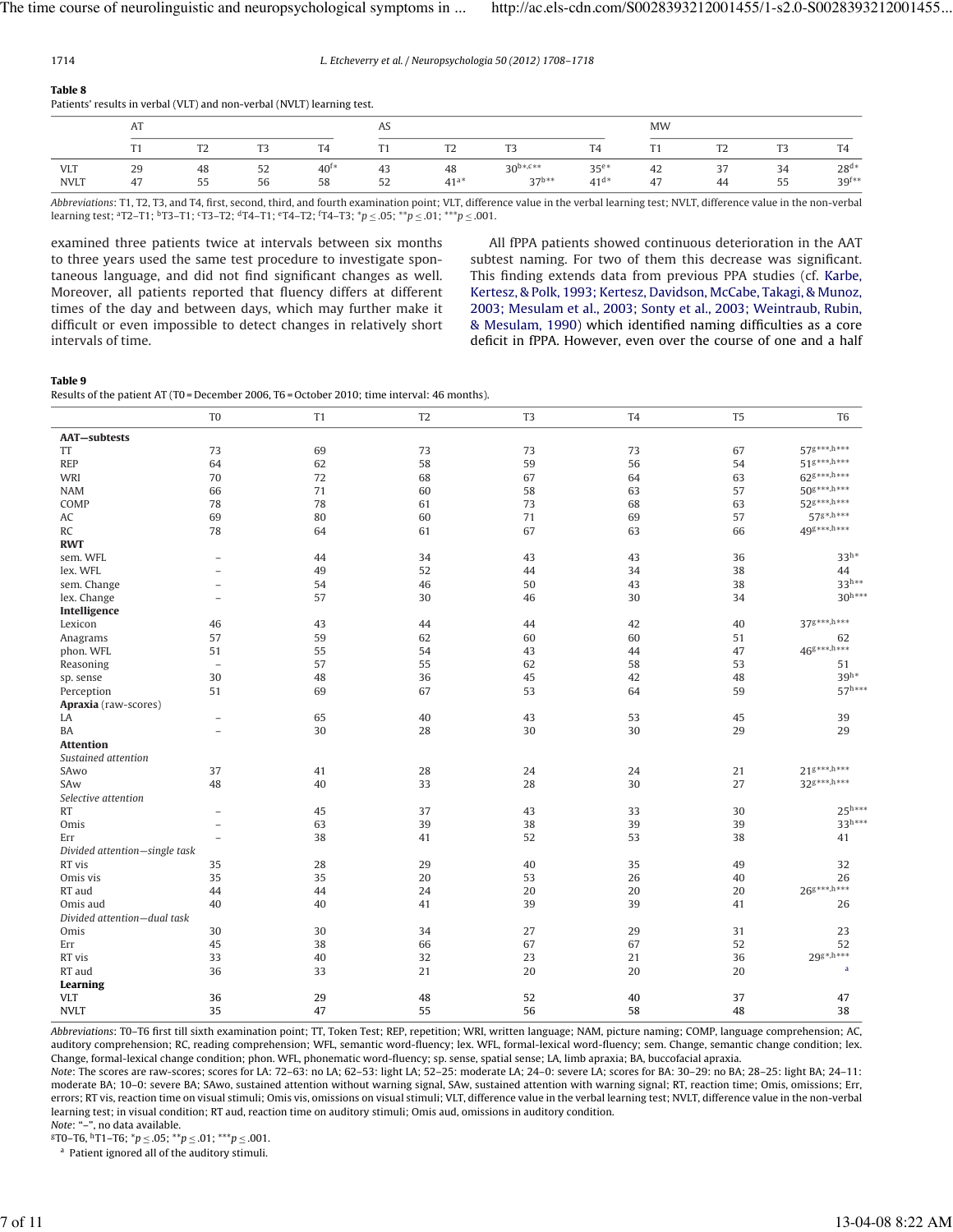**Table 8**
Patients' results in verbal (VLT) and non-verbal (NVLT) learning test.

| | AT | | | | AS | | | | MW | | | |
|---|---|---|---|---|---|---|---|---|---|---|---|---|
| | T1 | T2 | T3 | T4 | T1 | T2 | T3 | T4 | T1 | T2 | T3 | T4 |
| VLT | 29 | 48 | 52 | 40[f*] | 43 | 48 | 30[b*,c**] | 35[e*] | 42 | 37 | 34 | 28[d*] |
| NVLT | 47 | 55 | 56 | 58 | 52 | 41[a*] | 37[b**] | 41[d*] | 47 | 44 | 55 | 39[f**] |

*Abbreviations*: T1, T2, T3, and T4, first, second, third, and fourth examination point; VLT, difference value in the verbal learning test; NVLT, difference value in the non-verbal learning test; [a]T2–T1; [b]T3–T1; [c]T3–T2; [d]T4–T1; [e]T4–T2; [f]T4–T3; $^*p \leq .05$; $^{**}p \leq .01$; $^{***}p \leq .001$.

examined three patients twice at intervals between six months to three years used the same test procedure to investigate spontaneous language, and did not find significant changes as well. Moreover, all patients reported that fluency differs at different times of the day and between days, which may further make it difficult or even impossible to detect changes in relatively short intervals of time.

All fPPA patients showed continuous deterioration in the AAT subtest naming. For two of them this decrease was significant. This finding extends data from previous PPA studies (cf. Karbe, Kertesz, & Polk, 1993; Kertesz, Davidson, McCabe, Takagi, & Munoz, 2003; Mesulam et al., 2003; Sonty et al., 2003; Weintraub, Rubin, & Mesulam, 1990) which identified naming difficulties as a core deficit in fPPA. However, even over the course of one and a half

**Table 9**
Results of the patient AT (T0 = December 2006, T6 = October 2010; time interval: 46 months).

| | T0 | T1 | T2 | T3 | T4 | T5 | T6 |
|---|---|---|---|---|---|---|---|
| **AAT—subtests** | | | | | | | |
| TT | 73 | 69 | 73 | 73 | 73 | 67 | 57[g***,h***] |
| REP | 64 | 62 | 58 | 59 | 56 | 54 | 51[g***,h***] |
| WRI | 70 | 72 | 68 | 67 | 64 | 63 | 62[g***,h***] |
| NAM | 66 | 71 | 60 | 58 | 63 | 57 | 50[g***,h***] |
| COMP | 78 | 78 | 61 | 73 | 68 | 63 | 52[g***,h***] |
| AC | 69 | 80 | 60 | 71 | 69 | 57 | 57[g*,h***] |
| RC | 78 | 64 | 61 | 67 | 63 | 66 | 49[g***,h***] |
| **RWT** | | | | | | | |
| sem. WFL | – | 44 | 34 | 43 | 43 | 36 | 33[h*] |
| lex. WFL | – | 49 | 52 | 44 | 34 | 38 | 44 |
| sem. Change | – | 54 | 46 | 50 | 43 | 38 | 33[h**] |
| lex. Change | – | 57 | 30 | 46 | 30 | 34 | 30[h***] |
| **Intelligence** | | | | | | | |
| Lexicon | 46 | 43 | 44 | 44 | 42 | 40 | 37[g***,h***] |
| Anagrams | 57 | 59 | 62 | 60 | 60 | 51 | 62 |
| phon. WFL | 51 | 55 | 54 | 43 | 44 | 47 | 46[g***,h***] |
| Reasoning | – | 57 | 55 | 62 | 58 | 53 | 51 |
| sp. sense | 30 | 48 | 36 | 45 | 42 | 48 | 39[h*] |
| Perception | 51 | 69 | 67 | 53 | 64 | 59 | 57[h***] |
| **Apraxia** (raw-scores) | | | | | | | |
| LA | – | 65 | 40 | 43 | 53 | 45 | 39 |
| BA | – | 30 | 28 | 30 | 30 | 29 | 29 |
| **Attention** | | | | | | | |
| *Sustained attention* | | | | | | | |
| SAwo | 37 | 41 | 28 | 24 | 24 | 21 | 21[g***,h***] |
| SAw | 48 | 40 | 33 | 28 | 30 | 27 | 32[g***,h***] |
| *Selective attention* | | | | | | | |
| RT | – | 45 | 37 | 43 | 33 | 30 | 25[h***] |
| Omis | – | 63 | 39 | 38 | 39 | 39 | 33[h***] |
| Err | – | 38 | 41 | 52 | 53 | 38 | 41 |
| *Divided attention—single task* | | | | | | | |
| RT vis | 35 | 28 | 29 | 40 | 35 | 49 | 32 |
| Omis vis | 35 | 35 | 20 | 53 | 26 | 40 | 26 |
| RT aud | 44 | 44 | 24 | 20 | 20 | 20 | 26[g***,h***] |
| Omis aud | 40 | 40 | 41 | 39 | 39 | 41 | 26 |
| *Divided attention—dual task* | | | | | | | |
| Omis | 30 | 30 | 34 | 27 | 29 | 31 | 23 |
| Err | 45 | 38 | 66 | 67 | 67 | 52 | 52 |
| RT vis | 33 | 40 | 32 | 23 | 21 | 36 | 29[g*,h***] |
| RT aud | 36 | 33 | 21 | 20 | 20 | 20 | [a] |
| **Learning** | | | | | | | |
| VLT | 36 | 29 | 48 | 52 | 40 | 37 | 47 |
| NVLT | 35 | 47 | 55 | 56 | 58 | 48 | 38 |

*Abbreviations*: T0–T6 first till sixth examination point; TT, Token Test; REP, repetition; WRI, written language; NAM, picture naming; COMP, language comprehension; AC, auditory comprehension; RC, reading comprehension; WFL, semantic word-fluency; lex. WFL, formal-lexical word-fluency; sem. Change, semantic change condition; lex. Change, formal-lexical change condition; phon. WFL, phonematic word-fluency; sp. sense, spatial sense; LA, limb apraxia; BA, buccofacial apraxia.
*Note*: The scores are raw-scores; scores for LA: 72–63: no LA; 62–53: light LA; 52–25: moderate LA; 24–0: severe LA; scores for BA: 30–29: no BA; 28–25: light BA; 24–11: moderate BA; 10–0: severe BA; SAwo, sustained attention without warning signal, SAw, sustained attention with warning signal; RT, reaction time; Omis, omissions; Err, errors; RT vis, reaction time on visual stimuli; Omis vis, omissions on visual stimuli; VLT, difference value in the verbal learning test; NVLT, difference value in the non-verbal learning test; in visual condition; RT aud, reaction time on auditory stimuli; Omis aud, omissions in auditory condition.
*Note*: "–", no data available.
[g]T0–T6, [h]T1–T6; $^*p \leq .05$; $^{**}p \leq .01$; $^{***}p \leq .001$.
[a] Patient ignored all of the auditory stimuli.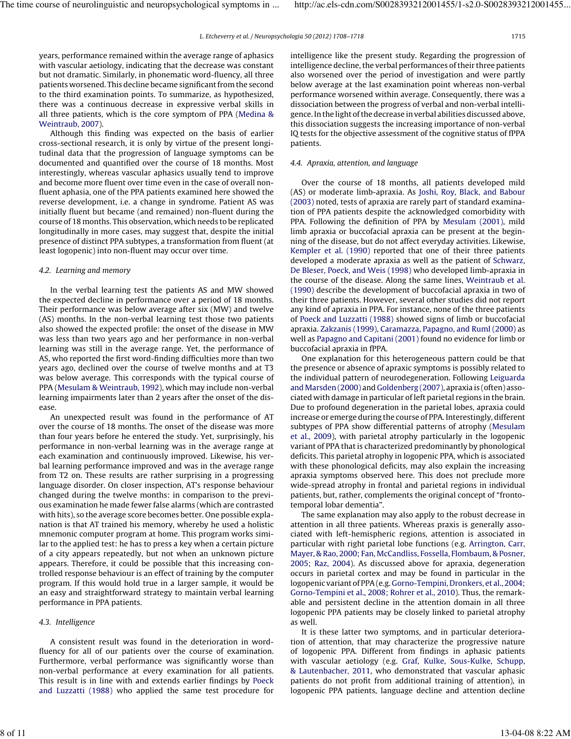years, performance remained within the average range of aphasics with vascular aetiology, indicating that the decrease was constant but not dramatic. Similarly, in phonematic word-fluency, all three patients worsened. This decline became significant from the second to the third examination points. To summarize, as hypothesized, there was a continuous decrease in expressive verbal skills in all three patients, which is the core symptom of PPA (Medina & Weintraub, 2007).

Although this finding was expected on the basis of earlier cross-sectional research, it is only by virtue of the present longitudinal data that the progression of language symptoms can be documented and quantified over the course of 18 months. Most interestingly, whereas vascular aphasics usually tend to improve and become more fluent over time even in the case of overall non-fluent aphasia, one of the PPA patients examined here showed the reverse development, i.e. a change in syndrome. Patient AS was initially fluent but became (and remained) non-fluent during the course of 18 months. This observation, which needs to be replicated longitudinally in more cases, may suggest that, despite the initial presence of distinct PPA subtypes, a transformation from fluent (at least logopenic) into non-fluent may occur over time.

### 4.2. Learning and memory

In the verbal learning test the patients AS and MW showed the expected decline in performance over a period of 18 months. Their performance was below average after six (MW) and twelve (AS) months. In the non-verbal learning test those two patients also showed the expected profile: the onset of the disease in MW was less than two years ago and her performance in non-verbal learning was still in the average range. Yet, the performance of AS, who reported the first word-finding difficulties more than two years ago, declined over the course of twelve months and at T3 was below average. This corresponds with the typical course of PPA (Mesulam & Weintraub, 1992), which may include non-verbal learning impairments later than 2 years after the onset of the disease.

An unexpected result was found in the performance of AT over the course of 18 months. The onset of the disease was more than four years before he entered the study. Yet, surprisingly, his performance in non-verbal learning was in the average range at each examination and continuously improved. Likewise, his verbal learning performance improved and was in the average range from T2 on. These results are rather surprising in a progressing language disorder. On closer inspection, AT's response behaviour changed during the twelve months: in comparison to the previous examination he made fewer false alarms (which are contrasted with hits), so the average score becomes better. One possible explanation is that AT trained his memory, whereby he used a holistic mnemonic computer program at home. This program works similar to the applied test: he has to press a key when a certain picture of a city appears repeatedly, but not when an unknown picture appears. Therefore, it could be possible that this increasing controlled response behaviour is an effect of training by the computer program. If this would hold true in a larger sample, it would be an easy and straightforward strategy to maintain verbal learning performance in PPA patients.

### 4.3. Intelligence

A consistent result was found in the deterioration in word-fluency for all of our patients over the course of examination. Furthermore, verbal performance was significantly worse than non-verbal performance at every examination for all patients. This result is in line with and extends earlier findings by Poeck and Luzzatti (1988) who applied the same test procedure for intelligence like the present study. Regarding the progression of intelligence decline, the verbal performances of their three patients also worsened over the period of investigation and were partly below average at the last examination point whereas non-verbal performance worsened within average. Consequently, there was a dissociation between the progress of verbal and non-verbal intelligence. In the light of the decrease in verbal abilities discussed above, this dissociation suggests the increasing importance of non-verbal IQ tests for the objective assessment of the cognitive status of fPPA patients.

### 4.4. Apraxia, attention, and language

Over the course of 18 months, all patients developed mild (AS) or moderate limb-apraxia. As Joshi, Roy, Black, and Babour (2003) noted, tests of apraxia are rarely part of standard examination of PPA patients despite the acknowledged comorbidity with PPA. Following the definition of PPA by Mesulam (2001), mild limb apraxia or buccofacial apraxia can be present at the beginning of the disease, but do not affect everyday activities. Likewise, Kempler et al. (1990) reported that one of their three patients developed a moderate apraxia as well as the patient of Schwarz, De Bleser, Poeck, and Weis (1998) who developed limb-apraxia in the course of the disease. Along the same lines, Weintraub et al. (1990) describe the development of buccofacial apraxia in two of their three patients. However, several other studies did not report any kind of apraxia in PPA. For instance, none of the three patients of Poeck and Luzzatti (1988) showed signs of limb or buccofacial apraxia. Zakzanis (1999), Caramazza, Papagno, and Ruml (2000) as well as Papagno and Capitani (2001) found no evidence for limb or buccofacial apraxia in fPPA.

One explanation for this heterogeneous pattern could be that the presence or absence of apraxic symptoms is possibly related to the individual pattern of neurodegeneration. Following Leiguarda and Marsden (2000) and Goldenberg (2007), apraxia is (often) associated with damage in particular of left parietal regions in the brain. Due to profound degeneration in the parietal lobes, apraxia could increase or emerge during the course of PPA. Interestingly, different subtypes of PPA show differential patterns of atrophy (Mesulam et al., 2009), with parietal atrophy particularly in the logopenic variant of PPA that is characterized predominantly by phonological deficits. This parietal atrophy in logopenic PPA, which is associated with these phonological deficits, may also explain the increasing apraxia symptoms observed here. This does not preclude more wide-spread atrophy in frontal and parietal regions in individual patients, but, rather, complements the original concept of "fronto-temporal lobar dementia".

The same explanation may also apply to the robust decrease in attention in all three patients. Whereas praxis is generally associated with left-hemispheric regions, attention is associated in particular with right parietal lobe functions (e.g. Arrington, Carr, Mayer, & Rao, 2000; Fan, McCandliss, Fossella, Flombaum, & Posner, 2005; Raz, 2004). As discussed above for apraxia, degeneration occurs in parietal cortex and may be found in particular in the logopenic variant of PPA (e.g. Gorno-Tempini, Dronkers, et al., 2004; Gorno-Tempini et al., 2008; Rohrer et al., 2010). Thus, the remarkable and persistent decline in the attention domain in all three logopenic PPA patients may be closely linked to parietal atrophy as well.

It is these latter two symptoms, and in particular deterioration of attention, that may characterize the progressive nature of logopenic PPA. Different from findings in aphasic patients with vascular aetiology (e.g. Graf, Kulke, Sous-Kulke, Schupp, & Lautenbacher, 2011, who demonstrated that vascular aphasic patients do not profit from additional training of attention), in logopenic PPA patients, language decline and attention decline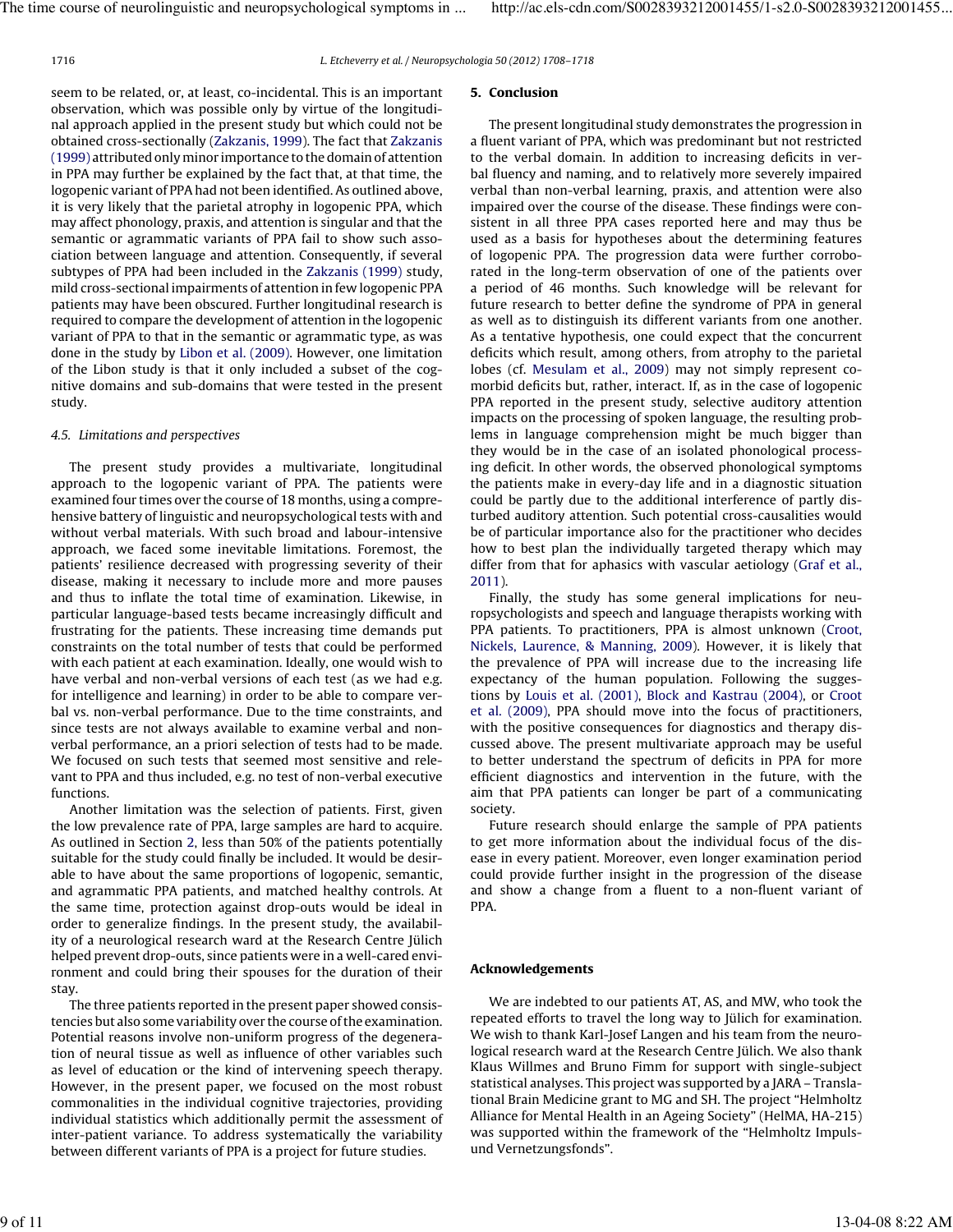seem to be related, or, at least, co-incidental. This is an important observation, which was possible only by virtue of the longitudinal approach applied in the present study but which could not be obtained cross-sectionally (Zakzanis, 1999). The fact that Zakzanis (1999) attributed only minor importance to the domain of attention in PPA may further be explained by the fact that, at that time, the logopenic variant of PPA had not been identified. As outlined above, it is very likely that the parietal atrophy in logopenic PPA, which may affect phonology, praxis, and attention is singular and that the semantic or agrammatic variants of PPA fail to show such association between language and attention. Consequently, if several subtypes of PPA had been included in the Zakzanis (1999) study, mild cross-sectional impairments of attention in few logopenic PPA patients may have been obscured. Further longitudinal research is required to compare the development of attention in the logopenic variant of PPA to that in the semantic or agrammatic type, as was done in the study by Libon et al. (2009). However, one limitation of the Libon study is that it only included a subset of the cognitive domains and sub-domains that were tested in the present study.

### 4.5. Limitations and perspectives

The present study provides a multivariate, longitudinal approach to the logopenic variant of PPA. The patients were examined four times over the course of 18 months, using a comprehensive battery of linguistic and neuropsychological tests with and without verbal materials. With such broad and labour-intensive approach, we faced some inevitable limitations. Foremost, the patients' resilience decreased with progressing severity of their disease, making it necessary to include more and more pauses and thus to inflate the total time of examination. Likewise, in particular language-based tests became increasingly difficult and frustrating for the patients. These increasing time demands put constraints on the total number of tests that could be performed with each patient at each examination. Ideally, one would wish to have verbal and non-verbal versions of each test (as we had e.g. for intelligence and learning) in order to be able to compare verbal vs. non-verbal performance. Due to the time constraints, and since tests are not always available to examine verbal and non-verbal performance, an a priori selection of tests had to be made. We focused on such tests that seemed most sensitive and relevant to PPA and thus included, e.g. no test of non-verbal executive functions.

Another limitation was the selection of patients. First, given the low prevalence rate of PPA, large samples are hard to acquire. As outlined in Section 2, less than 50% of the patients potentially suitable for the study could finally be included. It would be desirable to have about the same proportions of logopenic, semantic, and agrammatic PPA patients, and matched healthy controls. At the same time, protection against drop-outs would be ideal in order to generalize findings. In the present study, the availability of a neurological research ward at the Research Centre Jülich helped prevent drop-outs, since patients were in a well-cared environment and could bring their spouses for the duration of their stay.

The three patients reported in the present paper showed consistencies but also some variability over the course of the examination. Potential reasons involve non-uniform progress of the degeneration of neural tissue as well as influence of other variables such as level of education or the kind of intervening speech therapy. However, in the present paper, we focused on the most robust commonalities in the individual cognitive trajectories, providing individual statistics which additionally permit the assessment of inter-patient variance. To address systematically the variability between different variants of PPA is a project for future studies.

## 5. Conclusion

The present longitudinal study demonstrates the progression in a fluent variant of PPA, which was predominant but not restricted to the verbal domain. In addition to increasing deficits in verbal fluency and naming, and to relatively more severely impaired verbal than non-verbal learning, praxis, and attention were also impaired over the course of the disease. These findings were consistent in all three PPA cases reported here and may thus be used as a basis for hypotheses about the determining features of logopenic PPA. The progression data were further corroborated in the long-term observation of one of the patients over a period of 46 months. Such knowledge will be relevant for future research to better define the syndrome of PPA in general as well as to distinguish its different variants from one another. As a tentative hypothesis, one could expect that the concurrent deficits which result, among others, from atrophy to the parietal lobes (cf. Mesulam et al., 2009) may not simply represent co-morbid deficits but, rather, interact. If, as in the case of logopenic PPA reported in the present study, selective auditory attention impacts on the processing of spoken language, the resulting problems in language comprehension might be much bigger than they would be in the case of an isolated phonological processing deficit. In other words, the observed phonological symptoms the patients make in every-day life and in a diagnostic situation could be partly due to the additional interference of partly disturbed auditory attention. Such potential cross-causalities would be of particular importance also for the practitioner who decides how to best plan the individually targeted therapy which may differ from that for aphasics with vascular aetiology (Graf et al., 2011).

Finally, the study has some general implications for neuropsychologists and speech and language therapists working with PPA patients. To practitioners, PPA is almost unknown (Croot, Nickels, Laurence, & Manning, 2009). However, it is likely that the prevalence of PPA will increase due to the increasing life expectancy of the human population. Following the suggestions by Louis et al. (2001), Block and Kastrau (2004), or Croot et al. (2009), PPA should move into the focus of practitioners, with the positive consequences for diagnostics and therapy discussed above. The present multivariate approach may be useful to better understand the spectrum of deficits in PPA for more efficient diagnostics and intervention in the future, with the aim that PPA patients can longer be part of a communicating society.

Future research should enlarge the sample of PPA patients to get more information about the individual focus of the disease in every patient. Moreover, even longer examination period could provide further insight in the progression of the disease and show a change from a fluent to a non-fluent variant of PPA.

## Acknowledgements

We are indebted to our patients AT, AS, and MW, who took the repeated efforts to travel the long way to Jülich for examination. We wish to thank Karl-Josef Langen and his team from the neurological research ward at the Research Centre Jülich. We also thank Klaus Willmes and Bruno Fimm for support with single-subject statistical analyses. This project was supported by a JARA – Translational Brain Medicine grant to MG and SH. The project "Helmholtz Alliance for Mental Health in an Ageing Society" (HelMA, HA-215) was supported within the framework of the "Helmholtz Impuls- und Vernetzungsfonds".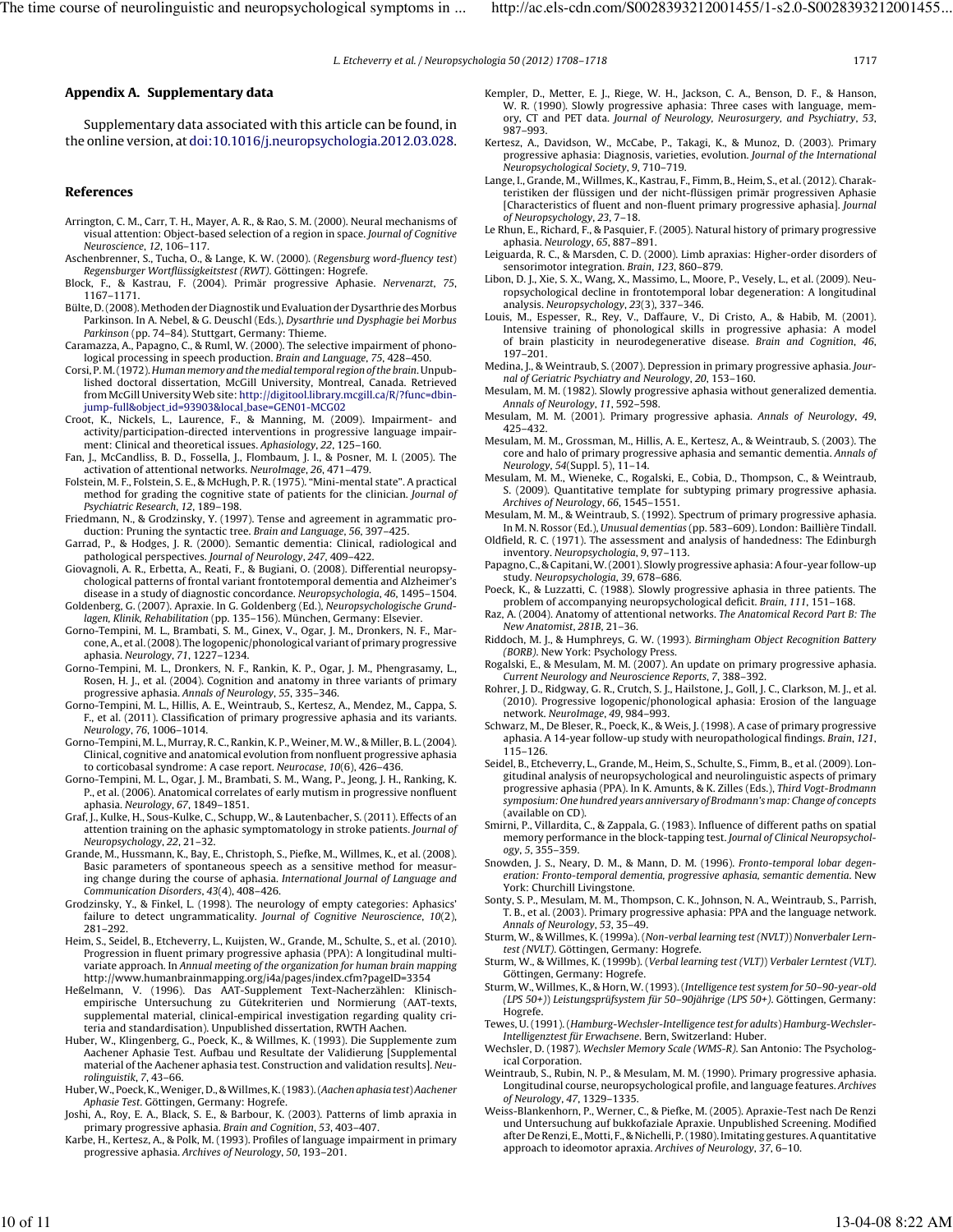## Appendix A. Supplementary data

Supplementary data associated with this article can be found, in the online version, at doi:10.1016/j.neuropsychologia.2012.03.028.

## References

Arrington, C. M., Carr, T. H., Mayer, A. R., & Rao, S. M. (2000). Neural mechanisms of visual attention: Object-based selection of a region in space. *Journal of Cognitive Neuroscience*, *12*, 106–117.

Aschenbrenner, S., Tucha, O., & Lange, K. W. (2000). (*Regensburg word-fluency test*) *Regensburger Wortflüssigkeitstest (RWT)*. Göttingen: Hogrefe.

Block, F., & Kastrau, F. (2004). Primär progressive Aphasie. *Nervenarzt*, *75*, 1167–1171.

Bülte, D. (2008). Methoden der Diagnostik und Evaluation der Dysarthrie des Morbus Parkinson. In A. Nebel, & G. Deuschl (Eds.), *Dysarthrie und Dysphagie bei Morbus Parkinson* (pp. 74–84). Stuttgart, Germany: Thieme.

Caramazza, A., Papagno, C., & Ruml, W. (2000). The selective impairment of phonological processing in speech production. *Brain and Language*, *75*, 428–450.

Corsi, P. M. (1972). *Human memory and the medial temporal region of the brain*. Unpublished doctoral dissertation, McGill University, Montreal, Canada. Retrieved from McGill University Web site: http://digitool.library.mcgill.ca/R/?func=dbin-jump-full&object_id=93903&local_base=GEN01-MCG02

Croot, K., Nickels, L., Laurence, F., & Manning, M. (2009). Impairment- and activity/participation-directed interventions in progressive language impairment: Clinical and theoretical issues. *Aphasiology*, *22*, 125–160.

Fan, J., McCandliss, B. D., Fossella, J., Flombaum, J. I., & Posner, M. I. (2005). The activation of attentional networks. *NeuroImage*, *26*, 471–479.

Folstein, M. F., Folstein, S. E., & McHugh, P. R. (1975). "Mini-mental state". A practical method for grading the cognitive state of patients for the clinician. *Journal of Psychiatric Research*, *12*, 189–198.

Friedmann, N., & Grodzinsky, Y. (1997). Tense and agreement in agrammatic production: Pruning the syntactic tree. *Brain and Language*, *56*, 397–425.

Garrad, P., & Hodges, J. R. (2000). Semantic dementia: Clinical, radiological and pathological perspectives. *Journal of Neurology*, *247*, 409–422.

Giovagnoli, A. R., Erbetta, A., Reati, F., & Bugiani, O. (2008). Differential neuropsychological patterns of frontal variant frontotemporal dementia and Alzheimer's disease in a study of diagnostic concordance. *Neuropsychologia*, *46*, 1495–1504.

Goldenberg, G. (2007). Apraxie. In G. Goldenberg (Ed.), *Neuropsychologische Grundlagen, Klinik, Rehabilitation* (pp. 135–156). München, Germany: Elsevier.

Gorno-Tempini, M. L., Brambati, S. M., Ginex, V., Ogar, J. M., Dronkers, N. F., Marcone, A., et al. (2008). The logopenic/phonological variant of primary progressive aphasia. *Neurology*, *71*, 1227–1234.

Gorno-Tempini, M. L., Dronkers, N. F., Rankin, K. P., Ogar, J. M., Phengrasamy, L., Rosen, H. J., et al. (2004). Cognition and anatomy in three variants of primary progressive aphasia. *Annals of Neurology*, *55*, 335–346.

Gorno-Tempini, M. L., Hillis, A. E., Weintraub, S., Kertesz, A., Mendez, M., Cappa, S. F., et al. (2011). Classification of primary progressive aphasia and its variants. *Neurology*, *76*, 1006–1014.

Gorno-Tempini, M. L., Murray, R. C., Rankin, K. P., Weiner, M. W., & Miller, B. L. (2004). Clinical, cognitive and anatomical evolution from nonfluent progressive aphasia to corticobasal syndrome: A case report. *Neurocase*, *10*(6), 426–436.

Gorno-Tempini, M. L., Ogar, J. M., Brambati, S. M., Wang, P., Jeong, J. H., Ranking, K. P., et al. (2006). Anatomical correlates of early mutism in progressive nonfluent aphasia. *Neurology*, *67*, 1849–1851.

Graf, J., Kulke, H., Sous-Kulke, C., Schupp, W., & Lautenbacher, S. (2011). Effects of an attention training on the aphasic symptomatology in stroke patients. *Journal of Neuropsychology*, *22*, 21–32.

Grande, M., Hussmann, K., Bay, E., Christoph, S., Piefke, M., Willmes, K., et al. (2008). Basic parameters of spontaneous speech as a sensitive method for measuring change during the course of aphasia. *International Journal of Language and Communication Disorders*, *43*(4), 408–426.

Grodzinsky, Y., & Finkel, L. (1998). The neurology of empty categories: Aphasics' failure to detect ungrammaticality. *Journal of Cognitive Neuroscience*, *10*(2), 281–292.

Heim, S., Seidel, B., Etcheverry, L., Kuijsten, W., Grande, M., Schulte, S., et al. (2010). Progression in fluent primary progressive aphasia (PPA): A longitudinal multivariate approach. In *Annual meeting of the organization for human brain mapping* http://www.humanbrainmapping.org/i4a/pages/index.cfm?pageID=3354

Heßelmann, V. (1996). Das AAT-Supplement Text-Nacherzählen: Klinisch-empirische Untersuchung zu Gütekriterien und Normierung (AAT-texts, supplemental material, clinical-empirical investigation regarding quality criteria and standardisation). Unpublished dissertation, RWTH Aachen.

Huber, W., Klingenberg, G., Poeck, K., & Willmes, K. (1993). Die Supplemente zum Aachener Aphasie Test. Aufbau und Resultate der Validierung [Supplemental material of the Aachener aphasia test. Construction and validation results]. *Neurolinguistik*, *7*, 43–66.

Huber, W., Poeck, K., Weniger, D., & Willmes, K. (1983). (*Aachen aphasia test*) *Aachener Aphasie Test*. Göttingen, Germany: Hogrefe.

Joshi, A., Roy, E. A., Black, S. E., & Barbour, K. (2003). Patterns of limb apraxia in primary progressive aphasia. *Brain and Cognition*, *53*, 403–407.

Karbe, H., Kertesz, A., & Polk, M. (1993). Profiles of language impairment in primary progressive aphasia. *Archives of Neurology*, *50*, 193–201.

Kempler, D., Metter, E. J., Riege, W. H., Jackson, C. A., Benson, D. F., & Hanson, W. R. (1990). Slowly progressive aphasia: Three cases with language, memory, CT and PET data. *Journal of Neurology, Neurosurgery, and Psychiatry*, *53*, 987–993.

Kertesz, A., Davidson, W., McCabe, P., Takagi, K., & Munoz, D. (2003). Primary progressive aphasia: Diagnosis, varieties, evolution. *Journal of the International Neuropsychological Society*, *9*, 710–719.

Lange, I., Grande, M., Willmes, K., Kastrau, F., Fimm, B., Heim, S., et al. (2012). Charakteristiken der flüssigen und der nicht-flüssigen primär progressiven Aphasie [Characteristics of fluent and non-fluent primary progressive aphasia]. *Journal of Neuropsychology*, *23*, 7–18.

Le Rhun, E., Richard, F., & Pasquier, F. (2005). Natural history of primary progressive aphasia. *Neurology*, *65*, 887–891.

Leiguarda, R. C., & Marsden, C. D. (2000). Limb apraxias: Higher-order disorders of sensorimotor integration. *Brain*, *123*, 860–879.

Libon, D. J., Xie, S. X., Wang, X., Massimo, L., Moore, P., Vesely, L., et al. (2009). Neuropsychological decline in frontotemporal lobar degeneration: A longitudinal analysis. *Neuropsychology*, *23*(3), 337–346.

Louis, M., Espesser, R., Rey, V., Daffaure, V., Di Cristo, A., & Habib, M. (2001). Intensive training of phonological skills in progressive aphasia: A model of brain plasticity in neurodegenerative disease. *Brain and Cognition*, *46*, 197–201.

Medina, J., & Weintraub, S. (2007). Depression in primary progressive aphasia. *Journal of Geriatric Psychiatry and Neurology*, *20*, 153–160.

Mesulam, M. M. (1982). Slowly progressive aphasia without generalized dementia. *Annals of Neurology*, *11*, 592–598.

Mesulam, M. M. (2001). Primary progressive aphasia. *Annals of Neurology*, *49*, 425–432.

Mesulam, M. M., Grossman, M., Hillis, A. E., Kertesz, A., & Weintraub, S. (2003). The core and halo of primary progressive aphasia and semantic dementia. *Annals of Neurology*, *54*(Suppl. 5), 11–14.

Mesulam, M. M., Wieneke, C., Rogalski, E., Cobia, D., Thompson, C., & Weintraub, S. (2009). Quantitative template for subtyping primary progressive aphasia. *Archives of Neurology*, *66*, 1545–1551.

Mesulam, M. M., & Weintraub, S. (1992). Spectrum of primary progressive aphasia. In M. N. Rossor (Ed.), *Unusual dementias* (pp. 583–609). London: Baillière Tindall.

Oldfield, R. C. (1971). The assessment and analysis of handedness: The Edinburgh inventory. *Neuropsychologia*, *9*, 97–113.

Papagno, C., & Capitani, W. (2001). Slowly progressive aphasia: A four-year follow-up study. *Neuropsychologia*, *39*, 678–686.

Poeck, K., & Luzzatti, C. (1988). Slowly progressive aphasia in three patients. The problem of accompanying neuropsychological deficit. *Brain*, *111*, 151–168.

Raz, A. (2004). Anatomy of attentional networks. *The Anatomical Record Part B: The New Anatomist*, *281B*, 21–36.

Riddoch, M. J., & Humphreys, G. W. (1993). *Birmingham Object Recognition Battery (BORB)*. New York: Psychology Press.

Rogalski, E., & Mesulam, M. M. (2007). An update on primary progressive aphasia. *Current Neurology and Neuroscience Reports*, *7*, 388–392.

Rohrer, J. D., Ridgway, G. R., Crutch, S. J., Hailstone, J., Goll, J. C., Clarkson, M. J., et al. (2010). Progressive logopenic/phonological aphasia: Erosion of the language network. *NeuroImage*, *49*, 984–993.

Schwarz, M., De Bleser, R., Poeck, K., & Weis, J. (1998). A case of primary progressive aphasia. A 14-year follow-up study with neuropathological findings. *Brain*, *121*, 115–126.

Seidel, B., Etcheverry, L., Grande, M., Heim, S., Schulte, S., Fimm, B., et al. (2009). Longitudinal analysis of neuropsychological and neurolinguistic aspects of primary progressive aphasia (PPA). In K. Amunts, & K. Zilles (Eds.), *Third Vogt-Brodmann symposium: One hundred years anniversary of Brodmann's map: Change of concepts* (available on CD).

Smirni, P., Villardita, C., & Zappala, G. (1983). Influence of different paths on spatial memory performance in the block-tapping test. *Journal of Clinical Neuropsychology*, *5*, 355–359.

Snowden, J. S., Neary, D. M., & Mann, D. M. (1996). *Fronto-temporal lobar degeneration: Fronto-temporal dementia, progressive aphasia, semantic dementia*. New York: Churchill Livingstone.

Sonty, S. P., Mesulam, M. M., Thompson, C. K., Johnson, N. A., Weintraub, S., Parrish, T. B., et al. (2003). Primary progressive aphasia: PPA and the language network. *Annals of Neurology*, *53*, 35–49.

Sturm, W., & Willmes, K. (1999a). (*Non-verbal learning test (NVLT)*) *Nonverbaler Lerntest (NVLT)*. Göttingen, Germany: Hogrefe.

Sturm, W., & Willmes, K. (1999b). (*Verbal learning test (VLT)*) *Verbaler Lerntest (VLT)*. Göttingen, Germany: Hogrefe.

Sturm, W., Willmes, K., & Horn, W. (1993). (*Intelligence test system for 50–90-year-old (LPS 50+)*) *Leistungsprüfsystem für 50–90jährige (LPS 50+)*. Göttingen, Germany: Hogrefe.

Tewes, U. (1991). (*Hamburg-Wechsler-Intelligence test for adults*) *Hamburg-Wechsler-Intelligenztest für Erwachsene*. Bern, Switzerland: Huber.

Wechsler, D. (1987). *Wechsler Memory Scale (WMS-R)*. San Antonio: The Psychological Corporation.

Weintraub, S., Rubin, N. P., & Mesulam, M. M. (1990). Primary progressive aphasia. Longitudinal course, neuropsychological profile, and language features. *Archives of Neurology*, *47*, 1329–1335.

Weiss-Blankenhorn, P., Werner, C., & Piefke, M. (2005). Apraxie-Test nach De Renzi und Untersuchung auf bukkofaziale Apraxie. Unpublished Screening. Modified after De Renzi, E., Motti, F., & Nichelli, P. (1980). Imitating gestures. A quantitative approach to ideomotor apraxia. *Archives of Neurology*, *37*, 6–10.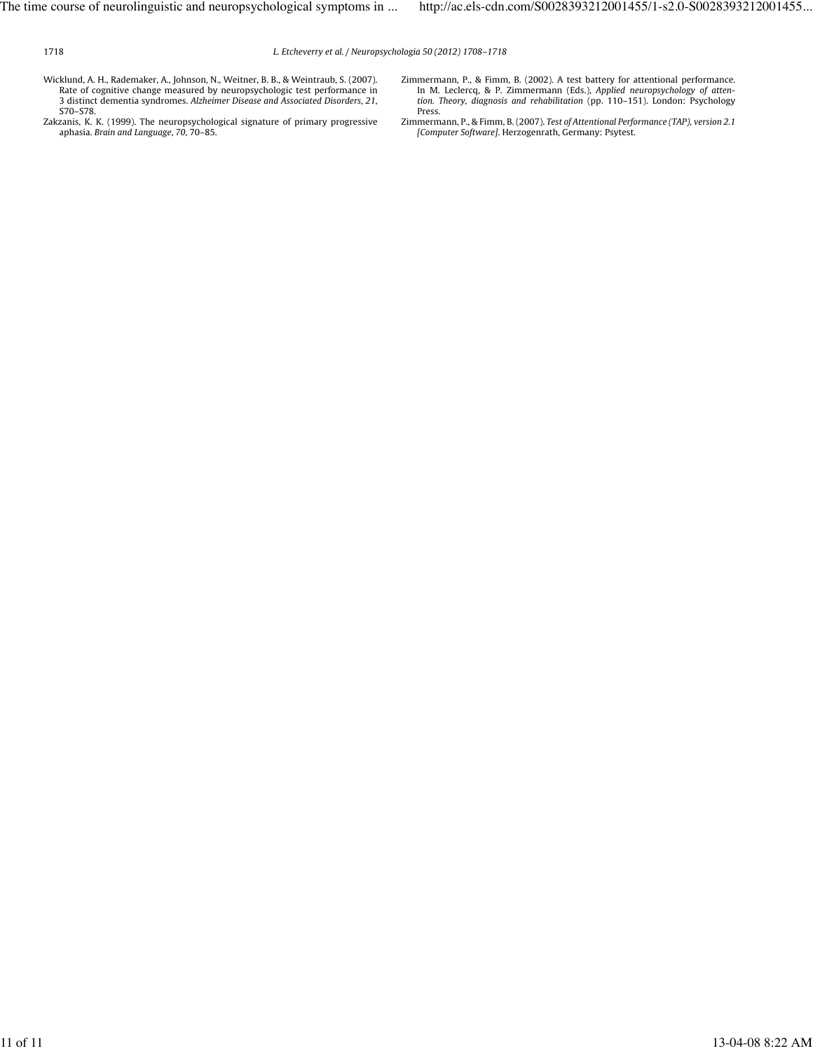Wicklund, A. H., Rademaker, A., Johnson, N., Weitner, B. B., & Weintraub, S. (2007). Rate of cognitive change measured by neuropsychologic test performance in 3 distinct dementia syndromes. *Alzheimer Disease and Associated Disorders*, *21*, S70–S78.

Zakzanis, K. K. (1999). The neuropsychological signature of primary progressive aphasia. *Brain and Language*, *70*, 70–85.

Zimmermann, P., & Fimm, B. (2002). A test battery for attentional performance. In M. Leclercq, & P. Zimmermann (Eds.), *Applied neuropsychology of attention. Theory, diagnosis and rehabilitation* (pp. 110–151). London: Psychology Press.

Zimmermann, P., & Fimm, B. (2007). *Test of Attentional Performance (TAP), version 2.1 [Computer Software]*. Herzogenrath, Germany: Psytest.